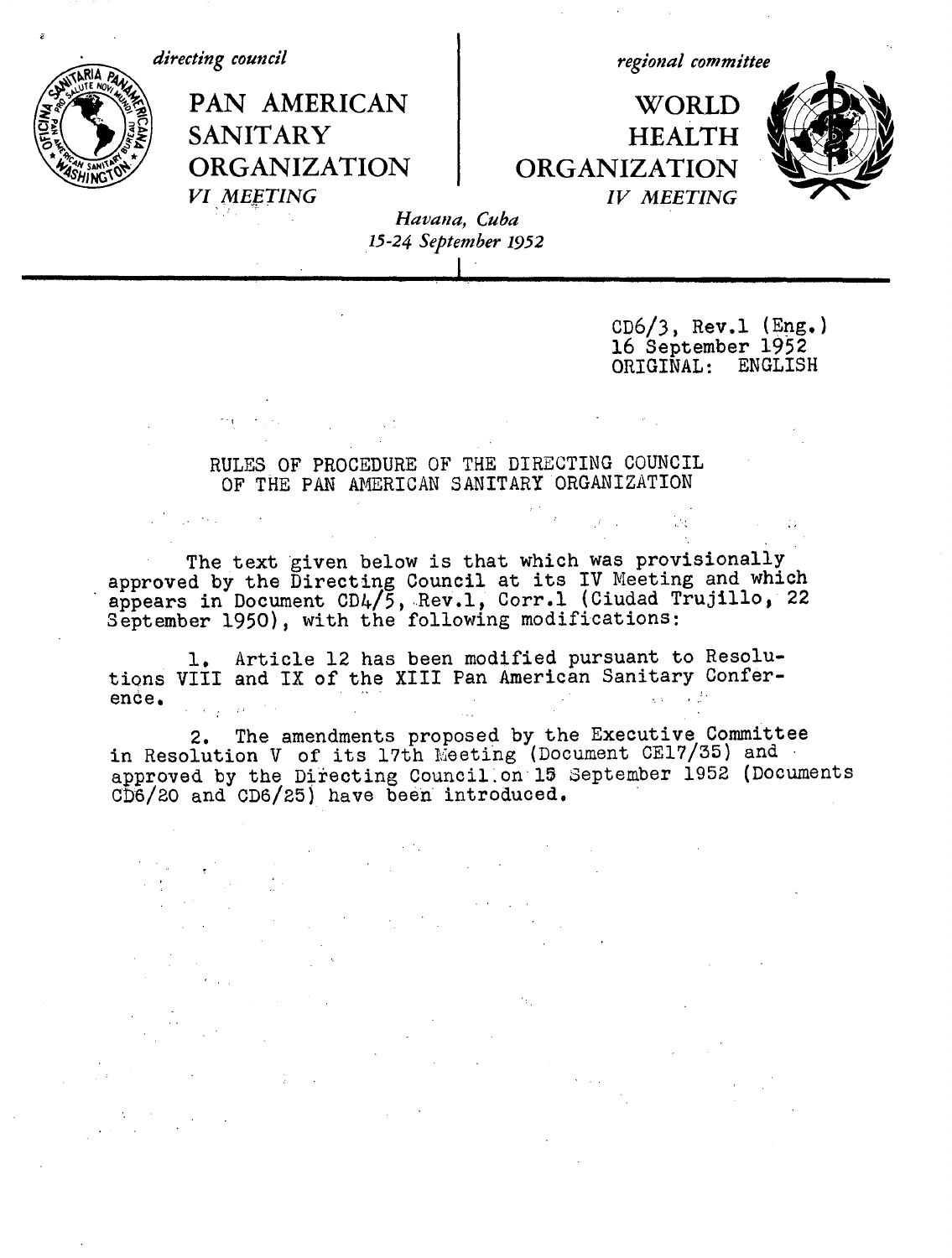directing council

PAN AMERICAN SANITARY ORGANIZATION

*VI MEETING*

regional committee

WORLD HEALTH ORGANIZATION

*IV MEETING*

*Havana, Cuba*
*15-24 September 1952*

CD6/3, Rev.1 (Eng.)
16 September 1952
ORIGINAL: ENGLISH

# RULES OF PROCEDURE OF THE DIRECTING COUNCIL OF THE PAN AMERICAN SANITARY ORGANIZATION

The text given below is that which was provisionally approved by the Directing Council at its IV Meeting and which appears in Document CD4/5, Rev.1, Corr.1 (Ciudad Trujillo, 22 September 1950), with the following modifications:

1. Article 12 has been modified pursuant to Resolutions VIII and IX of the XIII Pan American Sanitary Conference.

2. The amendments proposed by the Executive Committee in Resolution V of its 17th Meeting (Document CE17/35) and approved by the Directing Council on 15 September 1952 (Documents CD6/20 and CD6/25) have been introduced.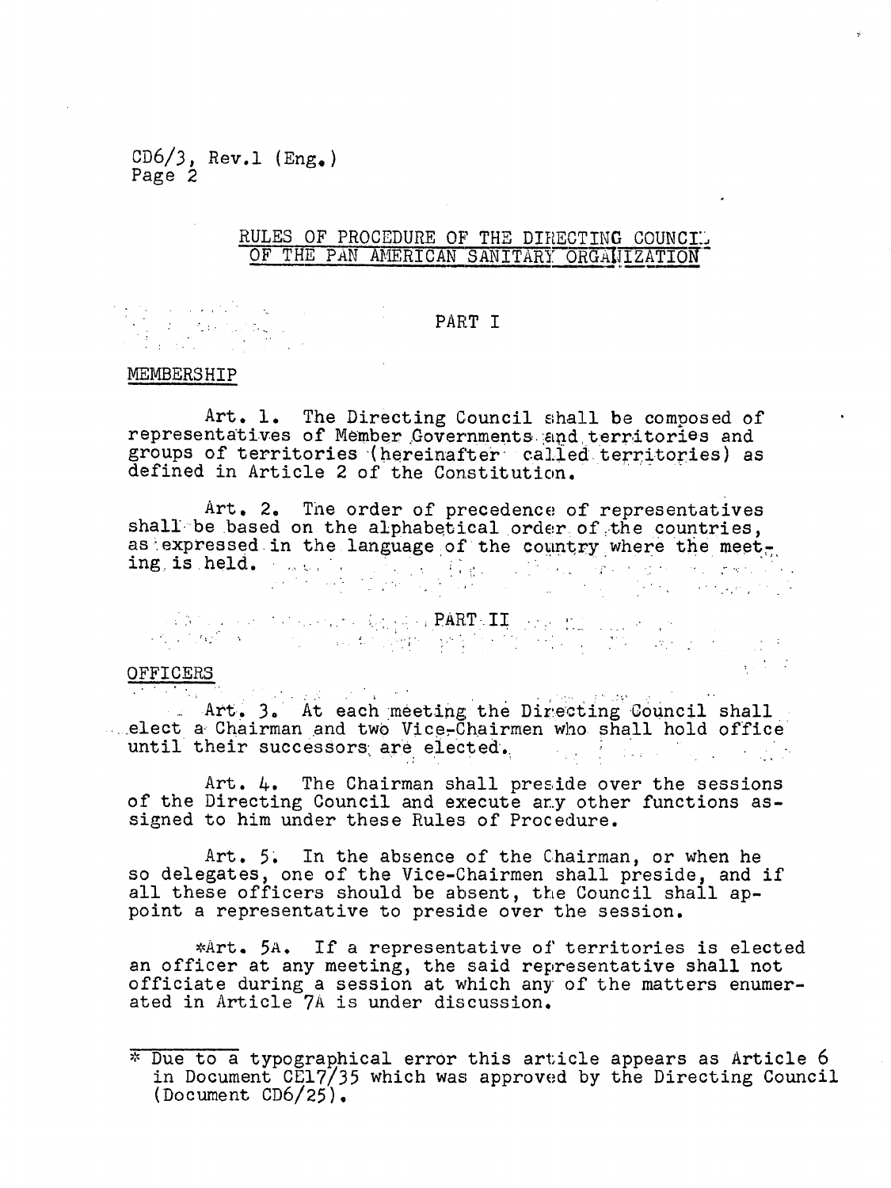## RULES OF PROCEDURE OF THE DIRECTING COUNCIL OF THE PAN AMERICAN SANITARY ORGANIZATION

### PART I

#### MEMBERSHIP

Art. 1. The Directing Council shall be composed of representatives of Member Governments and territories and groups of territories (hereinafter called territories) as defined in Article 2 of the Constitution.

Art. 2. The order of precedence of representatives shall be based on the alphabetical order of the countries, as expressed in the language of the country where the meeting is held.

### PART II

#### OFFICERS

Art. 3. At each meeting the Directing Council shall elect a Chairman and two Vice-Chairmen who shall hold office until their successors are elected.

Art. 4. The Chairman shall preside over the sessions of the Directing Council and execute any other functions assigned to him under these Rules of Procedure.

Art. 5. In the absence of the Chairman, or when he so delegates, one of the Vice-Chairmen shall preside, and if all these officers should be absent, the Council shall appoint a representative to preside over the session.

*Art. 5A. If a representative of territories is elected an officer at any meeting, the said representative shall not officiate during a session at which any of the matters enumerated in Article 7A is under discussion.

---

* Due to a typographical error this article appears as Article 6 in Document CE17/35 which was approved by the Directing Council (Document CD6/25).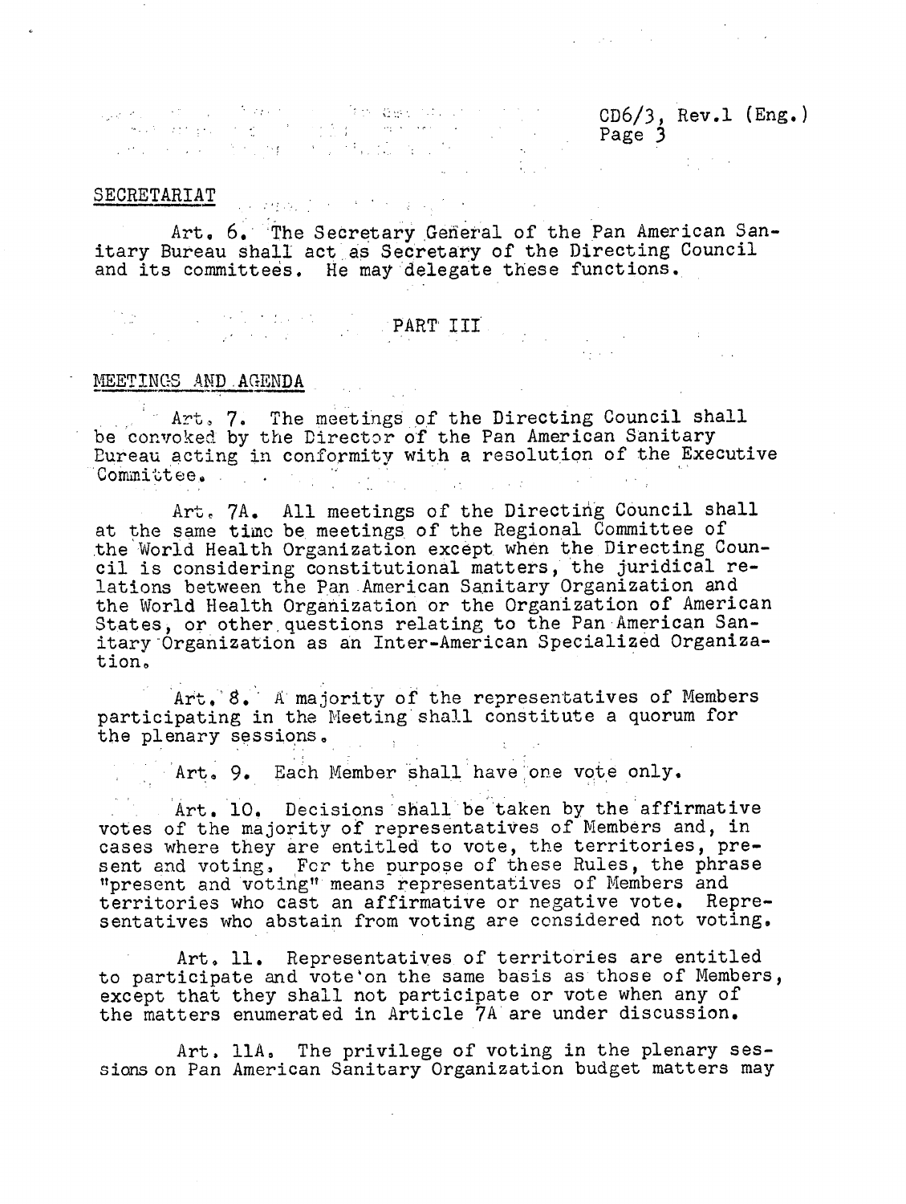SECRETARIAT

Art. 6. The Secretary General of the Pan American Sanitary Bureau shall act as Secretary of the Directing Council and its committees. He may delegate these functions.

PART III

MEETINGS AND AGENDA

Art. 7. The meetings of the Directing Council shall be convoked by the Director of the Pan American Sanitary Bureau acting in conformity with a resolution of the Executive Committee.

Art. 7A. All meetings of the Directing Council shall at the same time be meetings of the Regional Committee of the World Health Organization except when the Directing Council is considering constitutional matters, the juridical relations between the Pan American Sanitary Organization and the World Health Organization or the Organization of American States, or other questions relating to the Pan American Sanitary Organization as an Inter-American Specialized Organization.

Art. 8. A majority of the representatives of Members participating in the Meeting shall constitute a quorum for the plenary sessions.

Art. 9. Each Member shall have one vote only.

Art. 10. Decisions shall be taken by the affirmative votes of the majority of representatives of Members and, in cases where they are entitled to vote, the territories, present and voting. For the purpose of these Rules, the phrase "present and voting" means representatives of Members and territories who cast an affirmative or negative vote. Representatives who abstain from voting are considered not voting.

Art. 11. Representatives of territories are entitled to participate and vote on the same basis as those of Members, except that they shall not participate or vote when any of the matters enumerated in Article 7A are under discussion.

Art. 11A. The privilege of voting in the plenary sessions on Pan American Sanitary Organization budget matters may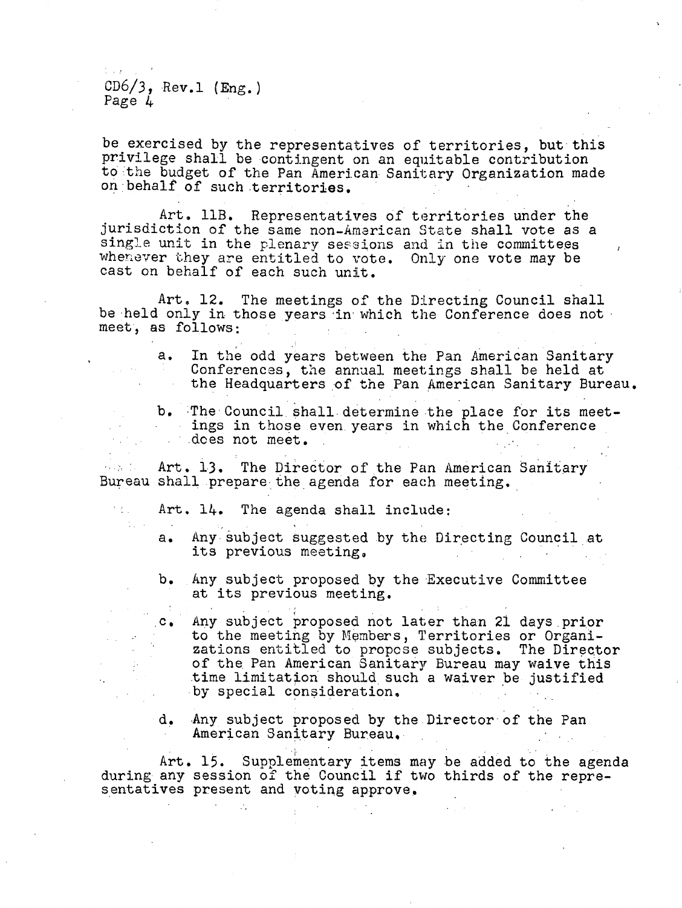be exercised by the representatives of territories, but this privilege shall be contingent on an equitable contribution to the budget of the Pan American Sanitary Organization made on behalf of such territories.

Art. 11B. Representatives of territories under the jurisdiction of the same non-American State shall vote as a single unit in the plenary sessions and in the committees whenever they are entitled to vote. Only one vote may be cast on behalf of each such unit.

Art. 12. The meetings of the Directing Council shall be held only in those years in which the Conference does not meet, as follows:

a. In the odd years between the Pan American Sanitary Conferences, the annual meetings shall be held at the Headquarters of the Pan American Sanitary Bureau.

b. The Council shall determine the place for its meetings in those even years in which the Conference does not meet.

Art. 13. The Director of the Pan American Sanitary Bureau shall prepare the agenda for each meeting.

Art. 14. The agenda shall include:

a. Any subject suggested by the Directing Council at its previous meeting.

b. Any subject proposed by the Executive Committee at its previous meeting.

c. Any subject proposed not later than 21 days prior to the meeting by Members, Territories or Organizations entitled to propose subjects. The Director of the Pan American Sanitary Bureau may waive this time limitation should such a waiver be justified by special consideration.

d. Any subject proposed by the Director of the Pan American Sanitary Bureau.

Art. 15. Supplementary items may be added to the agenda during any session of the Council if two thirds of the representatives present and voting approve.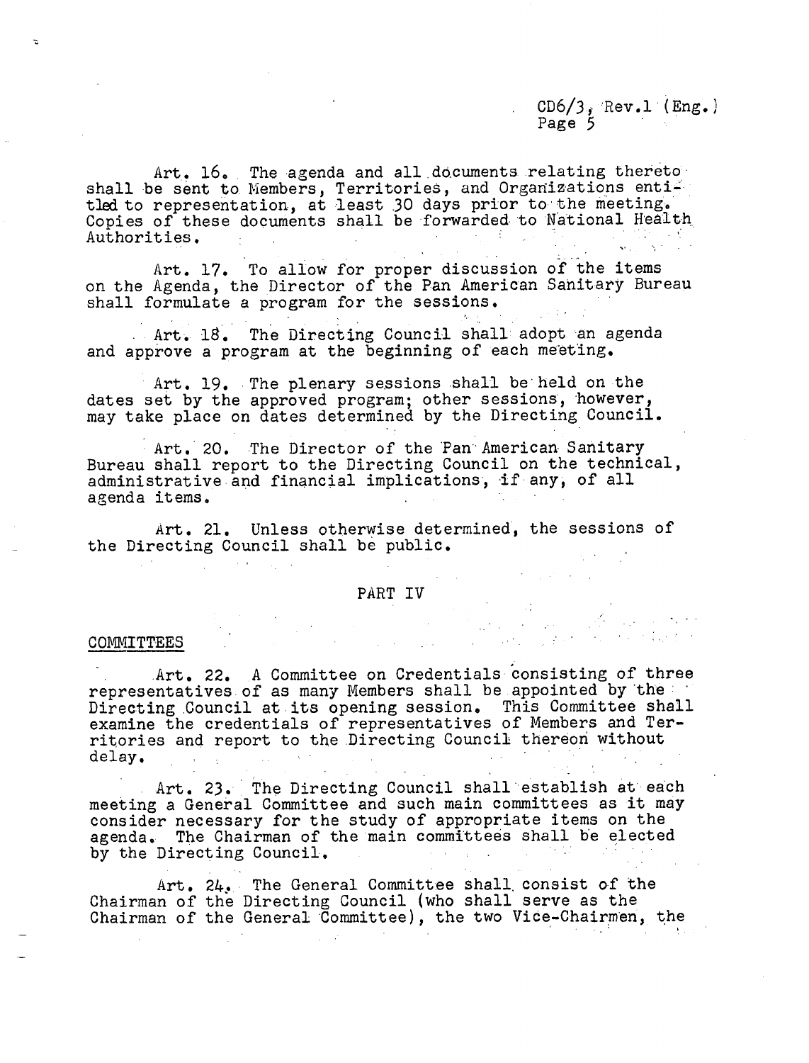Art. 16. The agenda and all documents relating thereto shall be sent to Members, Territories, and Organizations entitled to representation, at least 30 days prior to the meeting. Copies of these documents shall be forwarded to National Health Authorities.

Art. 17. To allow for proper discussion of the items on the Agenda, the Director of the Pan American Sanitary Bureau shall formulate a program for the sessions.

Art. 18. The Directing Council shall adopt an agenda and approve a program at the beginning of each meeting.

Art. 19. The plenary sessions shall be held on the dates set by the approved program; other sessions, however, may take place on dates determined by the Directing Council.

Art. 20. The Director of the Pan American Sanitary Bureau shall report to the Directing Council on the technical, administrative and financial implications, if any, of all agenda items.

Art. 21. Unless otherwise determined, the sessions of the Directing Council shall be public.

## PART IV

### COMMITTEES

Art. 22. A Committee on Credentials consisting of three representatives of as many Members shall be appointed by the Directing Council at its opening session. This Committee shall examine the credentials of representatives of Members and Territories and report to the Directing Council thereon without delay.

Art. 23. The Directing Council shall establish at each meeting a General Committee and such main committees as it may consider necessary for the study of appropriate items on the agenda. The Chairman of the main committees shall be elected by the Directing Council.

Art. 24. The General Committee shall consist of the Chairman of the Directing Council (who shall serve as the Chairman of the General Committee), the two Vice-Chairmen, the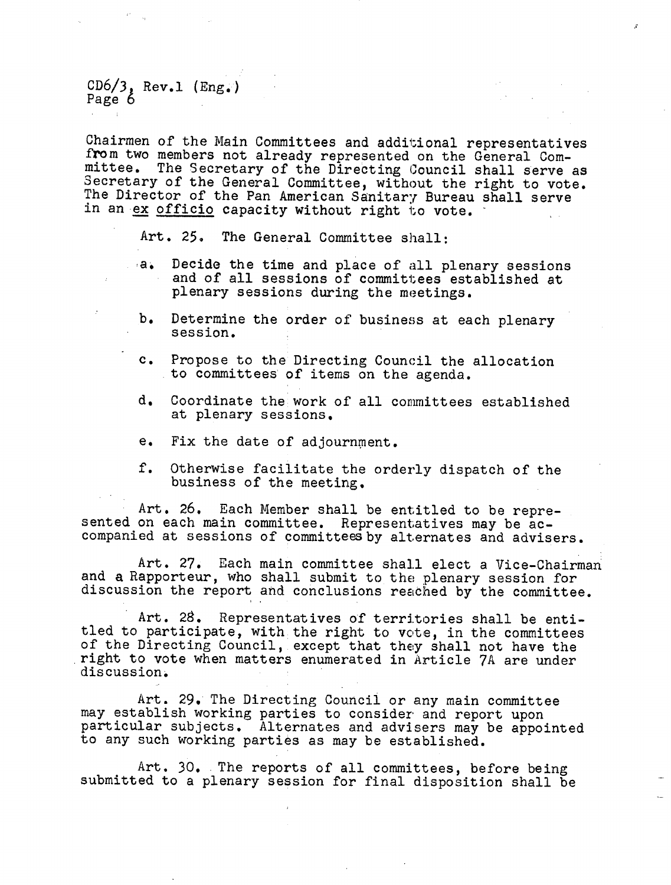Chairmen of the Main Committees and additional representatives from two members not already represented on the General Committee. The Secretary of the Directing Council shall serve as Secretary of the General Committee, without the right to vote. The Director of the Pan American Sanitary Bureau shall serve in an ex officio capacity without right to vote.

Art. 25. The General Committee shall:

a. Decide the time and place of all plenary sessions and of all sessions of committees established at plenary sessions during the meetings.

b. Determine the order of business at each plenary session.

c. Propose to the Directing Council the allocation to committees of items on the agenda.

d. Coordinate the work of all committees established at plenary sessions.

e. Fix the date of adjournment.

f. Otherwise facilitate the orderly dispatch of the business of the meeting.

Art. 26. Each Member shall be entitled to be represented on each main committee. Representatives may be accompanied at sessions of committees by alternates and advisers.

Art. 27. Each main committee shall elect a Vice-Chairman and a Rapporteur, who shall submit to the plenary session for discussion the report and conclusions reached by the committee.

Art. 28. Representatives of territories shall be entitled to participate, with the right to vote, in the committees of the Directing Council, except that they shall not have the right to vote when matters enumerated in Article 7A are under discussion.

Art. 29. The Directing Council or any main committee may establish working parties to consider and report upon particular subjects. Alternates and advisers may be appointed to any such working parties as may be established.

Art. 30. The reports of all committees, before being submitted to a plenary session for final disposition shall be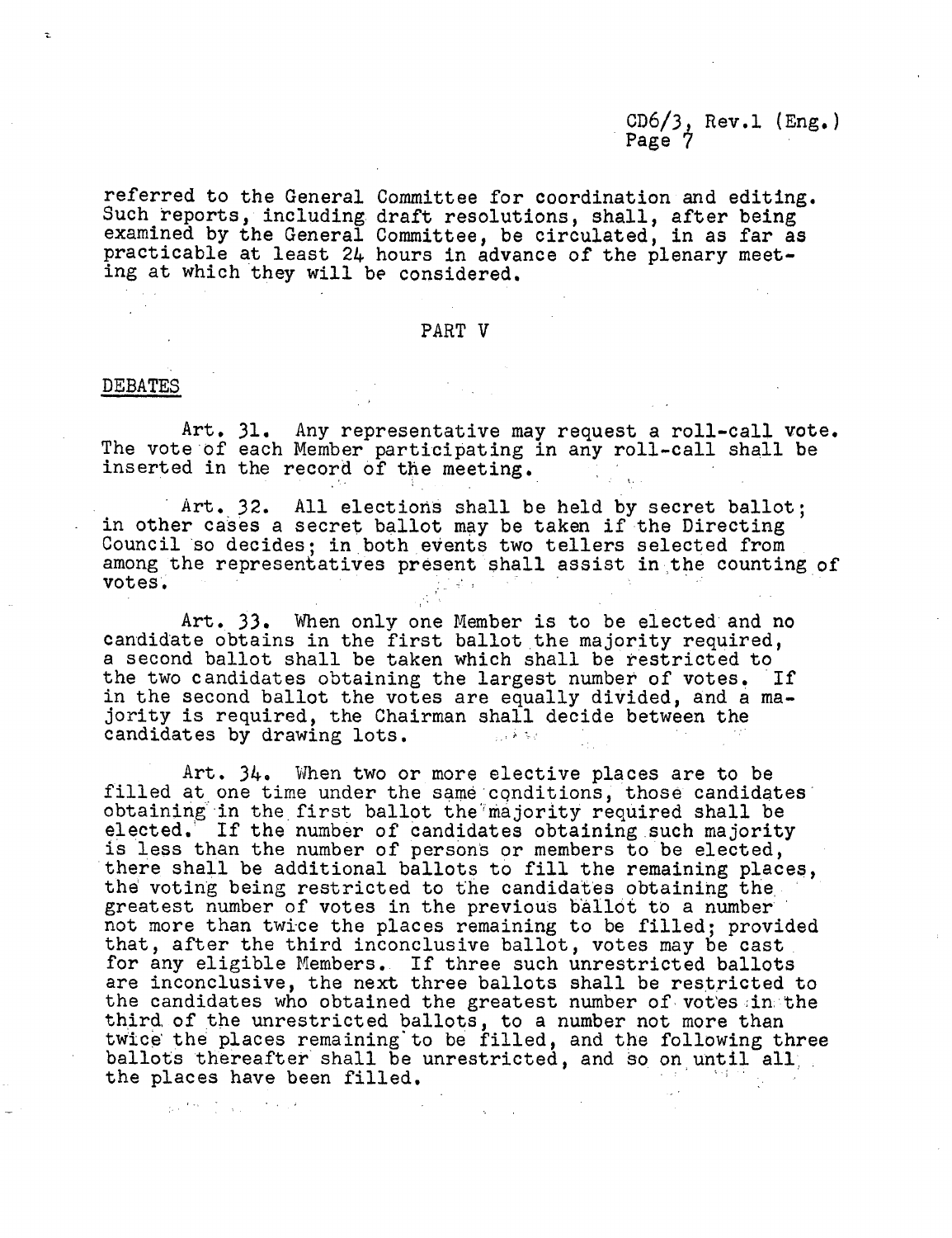referred to the General Committee for coordination and editing. Such reports, including draft resolutions, shall, after being examined by the General Committee, be circulated, in as far as practicable at least 24 hours in advance of the plenary meeting at which they will be considered.

## PART V

### DEBATES

Art. 31. Any representative may request a roll-call vote. The vote of each Member participating in any roll-call shall be inserted in the record of the meeting.

Art. 32. All elections shall be held by secret ballot; in other cases a secret ballot may be taken if the Directing Council so decides; in both events two tellers selected from among the representatives present shall assist in the counting of votes.

Art. 33. When only one Member is to be elected and no candidate obtains in the first ballot the majority required, a second ballot shall be taken which shall be restricted to the two candidates obtaining the largest number of votes. If in the second ballot the votes are equally divided, and a majority is required, the Chairman shall decide between the candidates by drawing lots.

Art. 34. When two or more elective places are to be filled at one time under the same conditions, those candidates obtaining in the first ballot the majority required shall be elected. If the number of candidates obtaining such majority is less than the number of persons or members to be elected, there shall be additional ballots to fill the remaining places, the voting being restricted to the candidates obtaining the greatest number of votes in the previous ballot to a number not more than twice the places remaining to be filled; provided that, after the third inconclusive ballot, votes may be cast for any eligible Members. If three such unrestricted ballots are inconclusive, the next three ballots shall be restricted to the candidates who obtained the greatest number of votes in the third of the unrestricted ballots, to a number not more than twice the places remaining to be filled, and the following three ballots thereafter shall be unrestricted, and so on until all the places have been filled.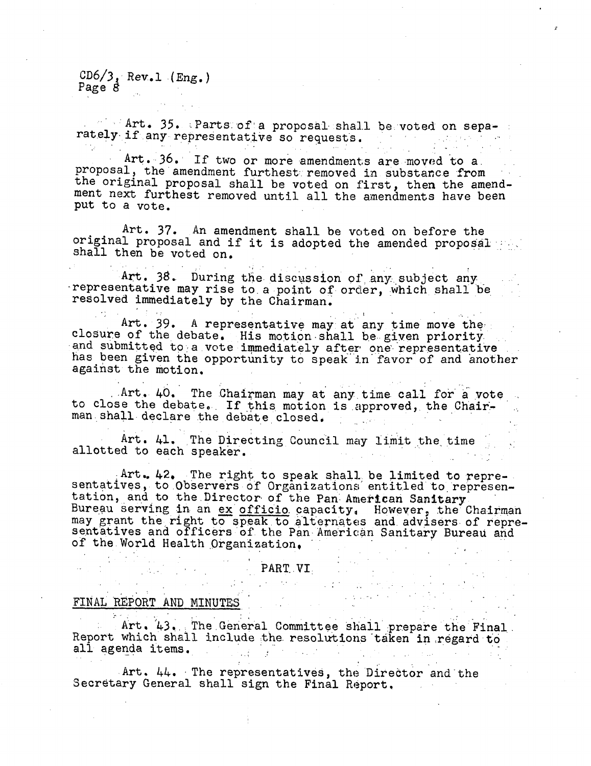Art. 35. Parts of a proposal shall be voted on separately if any representative so requests.

Art. 36. If two or more amendments are moved to a proposal, the amendment furthest removed in substance from the original proposal shall be voted on first, then the amendment next furthest removed until all the amendments have been put to a vote.

Art. 37. An amendment shall be voted on before the original proposal and if it is adopted the amended proposal shall then be voted on.

Art. 38. During the discussion of any subject any representative may rise to a point of order, which shall be resolved immediately by the Chairman.

Art. 39. A representative may at any time move the closure of the debate. His motion shall be given priority and submitted to a vote immediately after one representative has been given the opportunity to speak in favor of and another against the motion.

Art. 40. The Chairman may at any time call for a vote to close the debate. If this motion is approved, the Chairman shall declare the debate closed.

Art. 41. The Directing Council may limit the time allotted to each speaker.

Art. 42. The right to speak shall be limited to representatives, to Observers of Organizations entitled to representation, and to the Director of the Pan American Sanitary Bureau serving in an *ex officio* capacity. However, the Chairman may grant the right to speak to alternates and advisers of representatives and officers of the Pan American Sanitary Bureau and of the World Health Organization.

## PART VI

### FINAL REPORT AND MINUTES

Art. 43. The General Committee shall prepare the Final Report which shall include the resolutions taken in regard to all agenda items.

Art. 44. The representatives, the Director and the Secretary General shall sign the Final Report.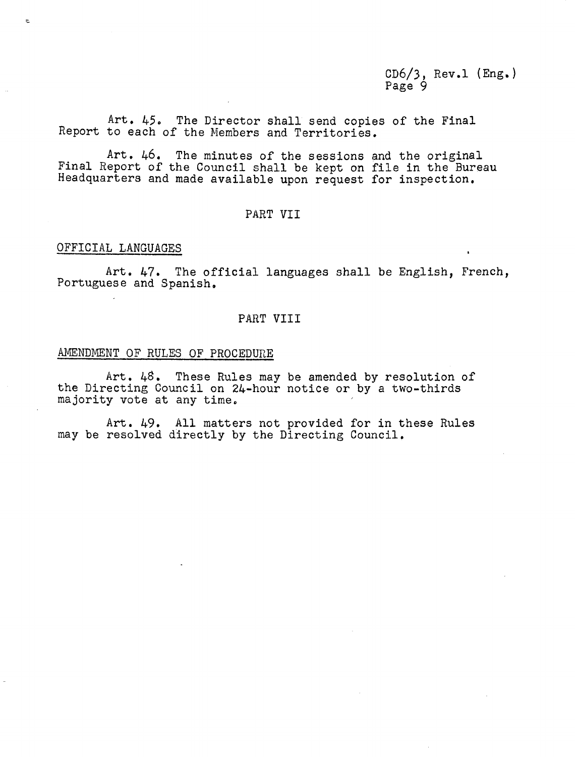Art. 45. The Director shall send copies of the Final Report to each of the Members and Territories.

Art. 46. The minutes of the sessions and the original Final Report of the Council shall be kept on file in the Bureau Headquarters and made available upon request for inspection.

PART VII

OFFICIAL LANGUAGES

Art. 47. The official languages shall be English, French, Portuguese and Spanish.

PART VIII

AMENDMENT OF RULES OF PROCEDURE

Art. 48. These Rules may be amended by resolution of the Directing Council on 24-hour notice or by a two-thirds majority vote at any time.

Art. 49. All matters not provided for in these Rules may be resolved directly by the Directing Council.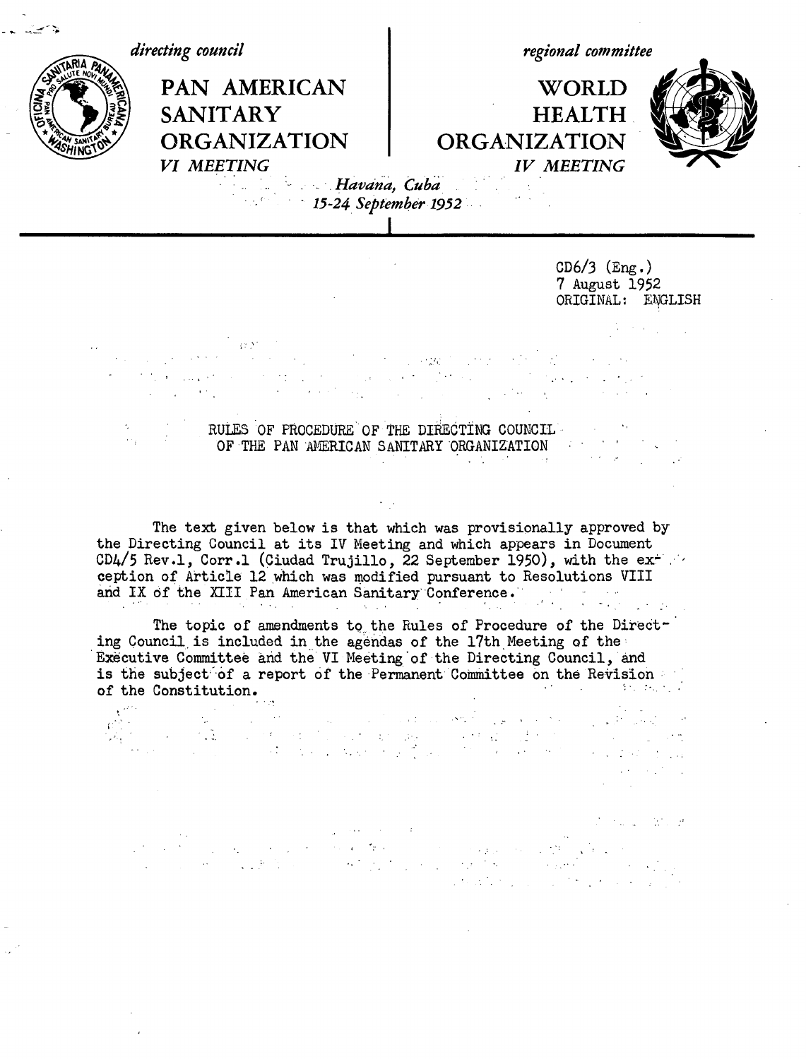*directing council*

**PAN AMERICAN SANITARY ORGANIZATION**

*VI MEETING*

*regional committee*

**WORLD HEALTH ORGANIZATION**

*IV MEETING*

*Havana, Cuba*
*15-24 September 1952*

CD6/3 (Eng.)
7 August 1952
ORIGINAL: ENGLISH

## RULES OF PROCEDURE OF THE DIRECTING COUNCIL OF THE PAN AMERICAN SANITARY ORGANIZATION

The text given below is that which was provisionally approved by the Directing Council at its IV Meeting and which appears in Document CD4/5 Rev.1, Corr.1 (Ciudad Trujillo, 22 September 1950), with the exception of Article 12 which was modified pursuant to Resolutions VIII and IX of the XIII Pan American Sanitary Conference.

The topic of amendments to the Rules of Procedure of the Directing Council is included in the agendas of the 17th Meeting of the Executive Committee and the VI Meeting of the Directing Council, and is the subject of a report of the Permanent Committee on the Revision of the Constitution.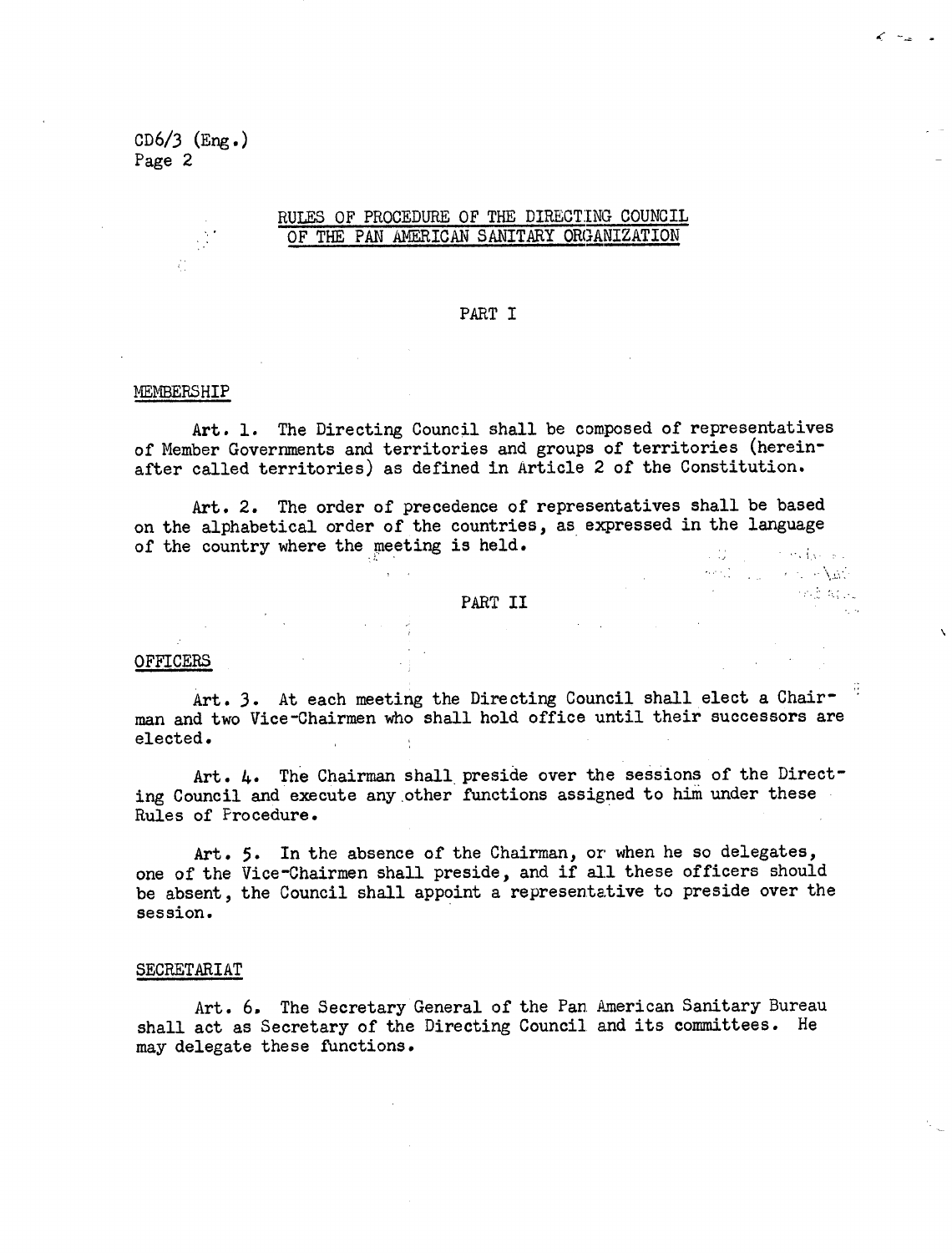## RULES OF PROCEDURE OF THE DIRECTING COUNCIL OF THE PAN AMERICAN SANITARY ORGANIZATION

### PART I

#### MEMBERSHIP

Art. 1. The Directing Council shall be composed of representatives of Member Governments and territories and groups of territories (hereinafter called territories) as defined in Article 2 of the Constitution.

Art. 2. The order of precedence of representatives shall be based on the alphabetical order of the countries, as expressed in the language of the country where the meeting is held.

### PART II

#### OFFICERS

Art. 3. At each meeting the Directing Council shall elect a Chairman and two Vice-Chairmen who shall hold office until their successors are elected.

Art. 4. The Chairman shall preside over the sessions of the Directing Council and execute any other functions assigned to him under these Rules of Procedure.

Art. 5. In the absence of the Chairman, or when he so delegates, one of the Vice-Chairmen shall preside, and if all these officers should be absent, the Council shall appoint a representative to preside over the session.

#### SECRETARIAT

Art. 6. The Secretary General of the Pan American Sanitary Bureau shall act as Secretary of the Directing Council and its committees. He may delegate these functions.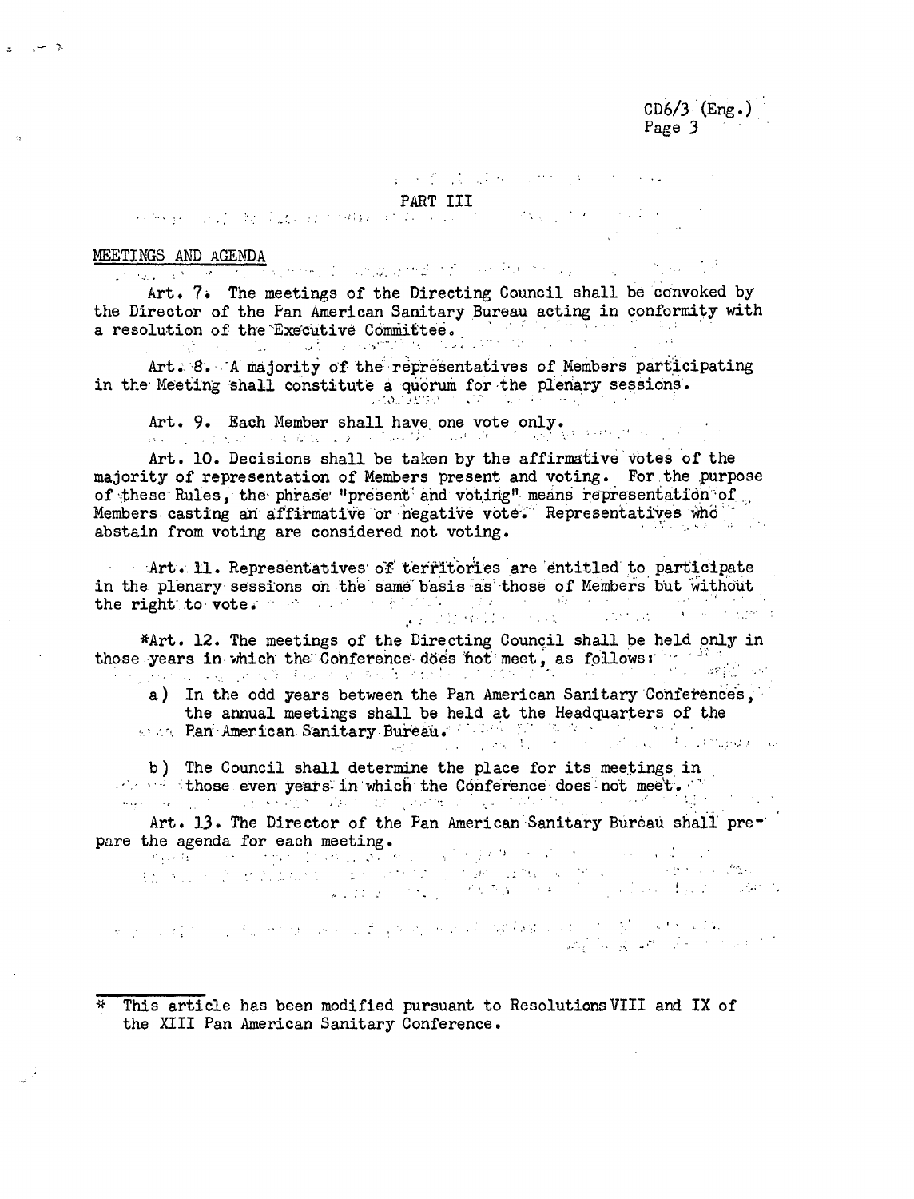## PART III

### MEETINGS AND AGENDA

Art. 7. The meetings of the Directing Council shall be convoked by the Director of the Pan American Sanitary Bureau acting in conformity with a resolution of the Executive Committee.

Art. 8. A majority of the representatives of Members participating in the Meeting shall constitute a quorum for the plenary sessions.

Art. 9. Each Member shall have one vote only.

Art. 10. Decisions shall be taken by the affirmative votes of the majority of representation of Members present and voting. For the purpose of these Rules, the phrase "present and voting" means representation of Members casting an affirmative or negative vote. Representatives who abstain from voting are considered not voting.

Art. 11. Representatives of territories are entitled to participate in the plenary sessions on the same basis as those of Members but without the right to vote.

*Art. 12. The meetings of the Directing Council shall be held only in those years in which the Conference does not meet, as follows:

a) In the odd years between the Pan American Sanitary Conferences, the annual meetings shall be held at the Headquarters of the Pan American Sanitary Bureau.

b) The Council shall determine the place for its meetings in those even years in which the Conference does not meet.

Art. 13. The Director of the Pan American Sanitary Bureau shall prepare the agenda for each meeting.

---

\* This article has been modified pursuant to Resolutions VIII and IX of the XIII Pan American Sanitary Conference.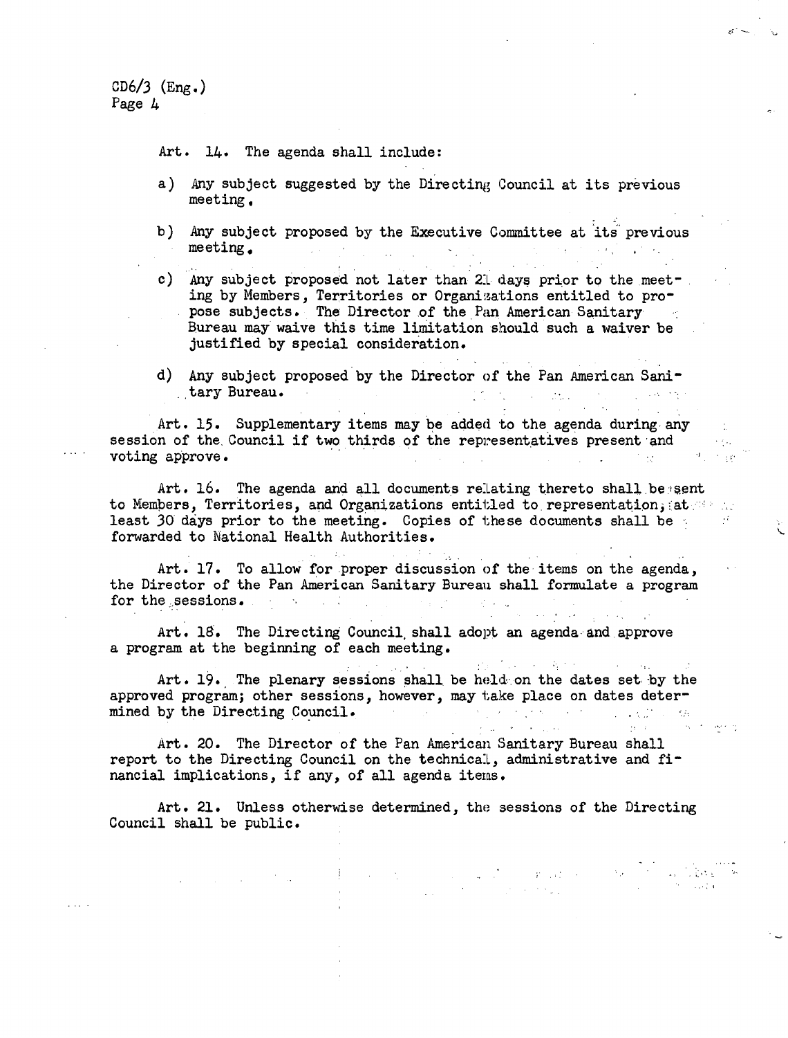Art. 14. The agenda shall include:

a) Any subject suggested by the Directing Council at its previous meeting.

b) Any subject proposed by the Executive Committee at its previous meeting.

c) Any subject proposed not later than 21 days prior to the meeting by Members, Territories or Organizations entitled to propose subjects. The Director of the Pan American Sanitary Bureau may waive this time limitation should such a waiver be justified by special consideration.

d) Any subject proposed by the Director of the Pan American Sanitary Bureau.

Art. 15. Supplementary items may be added to the agenda during any session of the Council if two thirds of the representatives present and voting approve.

Art. 16. The agenda and all documents relating thereto shall be sent to Members, Territories, and Organizations entitled to representation, at least 30 days prior to the meeting. Copies of these documents shall be forwarded to National Health Authorities.

Art. 17. To allow for proper discussion of the items on the agenda, the Director of the Pan American Sanitary Bureau shall formulate a program for the sessions.

Art. 18. The Directing Council shall adopt an agenda and approve a program at the beginning of each meeting.

Art. 19. The plenary sessions shall be held on the dates set by the approved program; other sessions, however, may take place on dates determined by the Directing Council.

Art. 20. The Director of the Pan American Sanitary Bureau shall report to the Directing Council on the technical, administrative and financial implications, if any, of all agenda items.

Art. 21. Unless otherwise determined, the sessions of the Directing Council shall be public.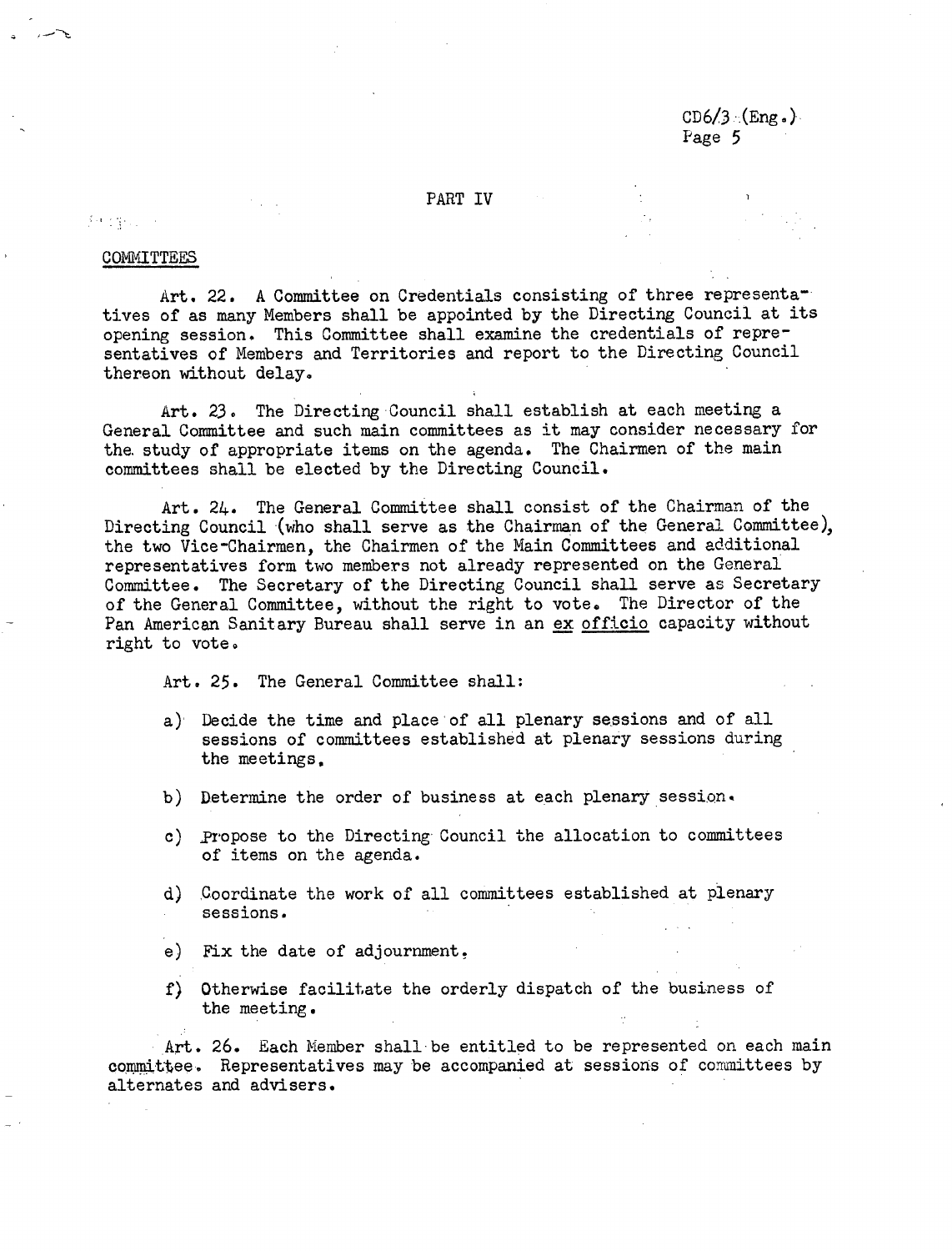## PART IV

### COMMITTEES

Art. 22. A Committee on Credentials consisting of three representatives of as many Members shall be appointed by the Directing Council at its opening session. This Committee shall examine the credentials of representatives of Members and Territories and report to the Directing Council thereon without delay.

Art. 23. The Directing Council shall establish at each meeting a General Committee and such main committees as it may consider necessary for the study of appropriate items on the agenda. The Chairmen of the main committees shall be elected by the Directing Council.

Art. 24. The General Committee shall consist of the Chairman of the Directing Council (who shall serve as the Chairman of the General Committee), the two Vice-Chairmen, the Chairmen of the Main Committees and additional representatives form two members not already represented on the General Committee. The Secretary of the Directing Council shall serve as Secretary of the General Committee, without the right to vote. The Director of the Pan American Sanitary Bureau shall serve in an *ex officio* capacity without right to vote.

Art. 25. The General Committee shall:

a) Decide the time and place of all plenary sessions and of all sessions of committees established at plenary sessions during the meetings.

b) Determine the order of business at each plenary session.

c) Propose to the Directing Council the allocation to committees of items on the agenda.

d) Coordinate the work of all committees established at plenary sessions.

e) Fix the date of adjournment.

f) Otherwise facilitate the orderly dispatch of the business of the meeting.

Art. 26. Each Member shall be entitled to be represented on each main committee. Representatives may be accompanied at sessions of committees by alternates and advisers.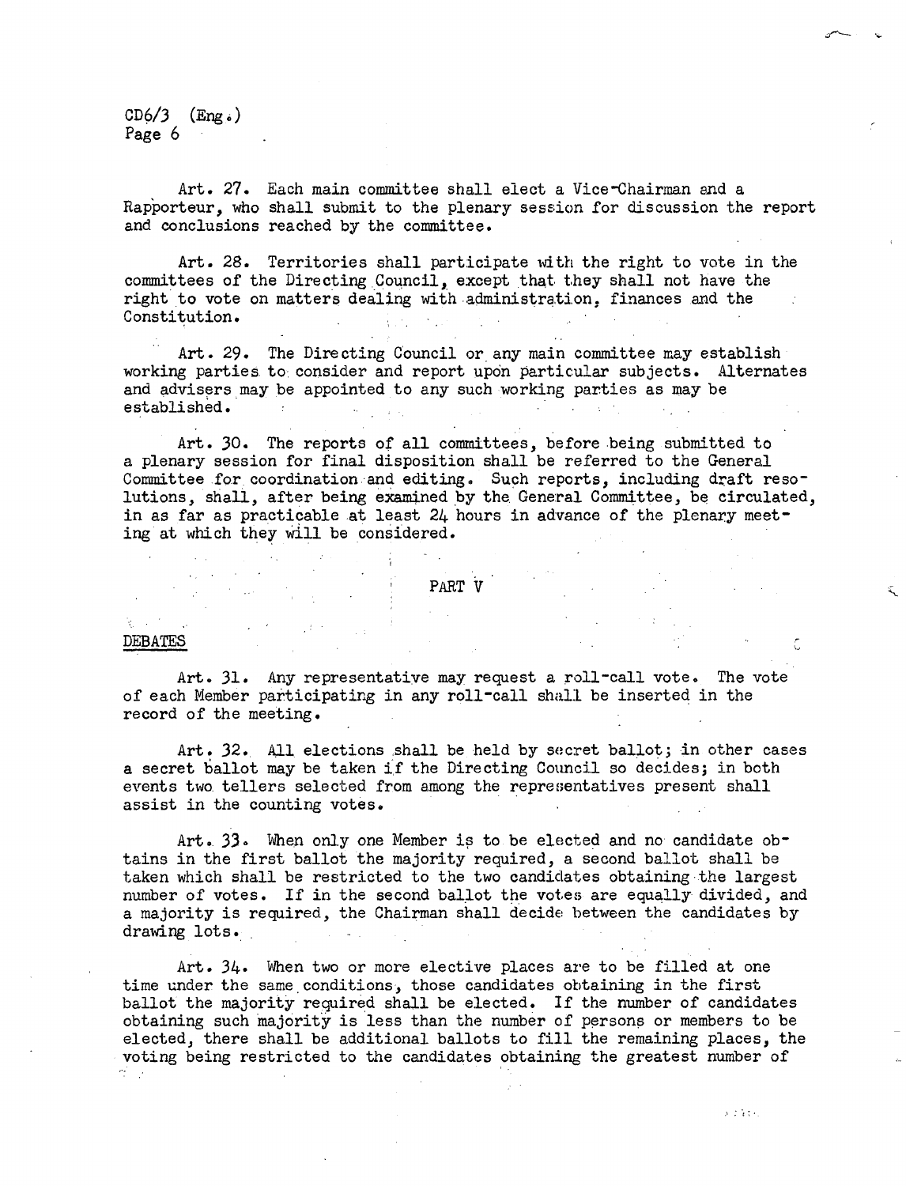Art. 27. Each main committee shall elect a Vice-Chairman and a Rapporteur, who shall submit to the plenary session for discussion the report and conclusions reached by the committee.

Art. 28. Territories shall participate with the right to vote in the committees of the Directing Council, except that they shall not have the right to vote on matters dealing with administration, finances and the Constitution.

Art. 29. The Directing Council or any main committee may establish working parties to consider and report upon particular subjects. Alternates and advisers may be appointed to any such working parties as may be established.

Art. 30. The reports of all committees, before being submitted to a plenary session for final disposition shall be referred to the General Committee for coordination and editing. Such reports, including draft resolutions, shall, after being examined by the General Committee, be circulated, in as far as practicable at least 24 hours in advance of the plenary meeting at which they will be considered.

## PART V

### DEBATES

Art. 31. Any representative may request a roll-call vote. The vote of each Member participating in any roll-call shall be inserted in the record of the meeting.

Art. 32. All elections shall be held by secret ballot; in other cases a secret ballot may be taken if the Directing Council so decides; in both events two tellers selected from among the representatives present shall assist in the counting votes.

Art. 33. When only one Member is to be elected and no candidate obtains in the first ballot the majority required, a second ballot shall be taken which shall be restricted to the two candidates obtaining the largest number of votes. If in the second ballot the votes are equally divided, and a majority is required, the Chairman shall decide between the candidates by drawing lots.

Art. 34. When two or more elective places are to be filled at one time under the same conditions, those candidates obtaining in the first ballot the majority required shall be elected. If the number of candidates obtaining such majority is less than the number of persons or members to be elected, there shall be additional ballots to fill the remaining places, the voting being restricted to the candidates obtaining the greatest number of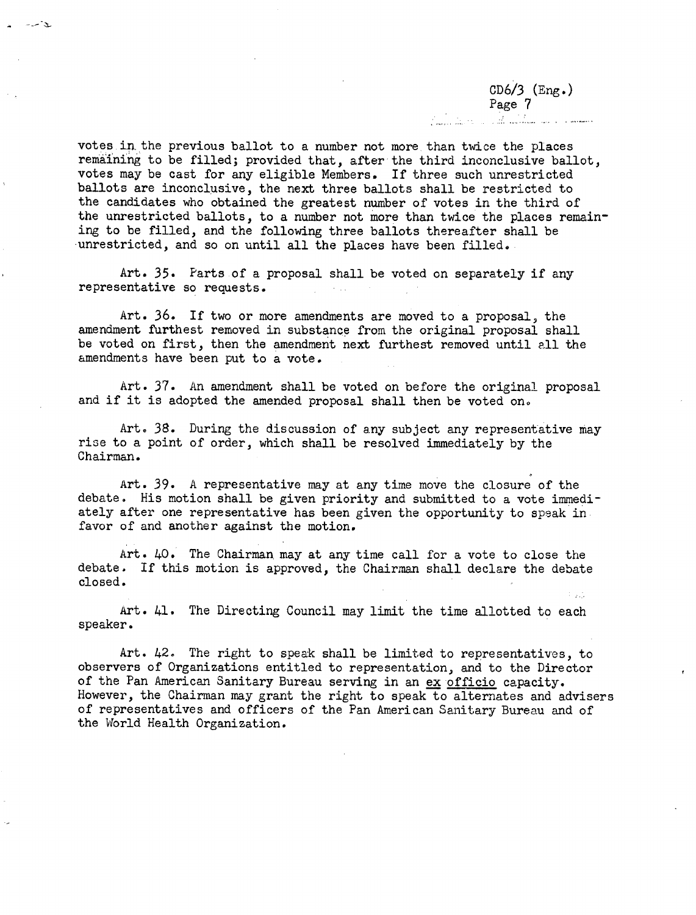votes in the previous ballot to a number not more than twice the places remaining to be filled; provided that, after the third inconclusive ballot, votes may be cast for any eligible Members. If three such unrestricted ballots are inconclusive, the next three ballots shall be restricted to the candidates who obtained the greatest number of votes in the third of the unrestricted ballots, to a number not more than twice the places remaining to be filled, and the following three ballots thereafter shall be unrestricted, and so on until all the places have been filled.

Art. 35. Parts of a proposal shall be voted on separately if any representative so requests.

Art. 36. If two or more amendments are moved to a proposal, the amendment furthest removed in substance from the original proposal shall be voted on first, then the amendment next furthest removed until all the amendments have been put to a vote.

Art. 37. An amendment shall be voted on before the original proposal and if it is adopted the amended proposal shall then be voted on.

Art. 38. During the discussion of any subject any representative may rise to a point of order, which shall be resolved immediately by the Chairman.

Art. 39. A representative may at any time move the closure of the debate. His motion shall be given priority and submitted to a vote immediately after one representative has been given the opportunity to speak in favor of and another against the motion.

Art. 40. The Chairman may at any time call for a vote to close the debate. If this motion is approved, the Chairman shall declare the debate closed.

Art. 41. The Directing Council may limit the time allotted to each speaker.

Art. 42. The right to speak shall be limited to representatives, to observers of Organizations entitled to representation, and to the Director of the Pan American Sanitary Bureau serving in an ex officio capacity. However, the Chairman may grant the right to speak to alternates and advisers of representatives and officers of the Pan American Sanitary Bureau and of the World Health Organization.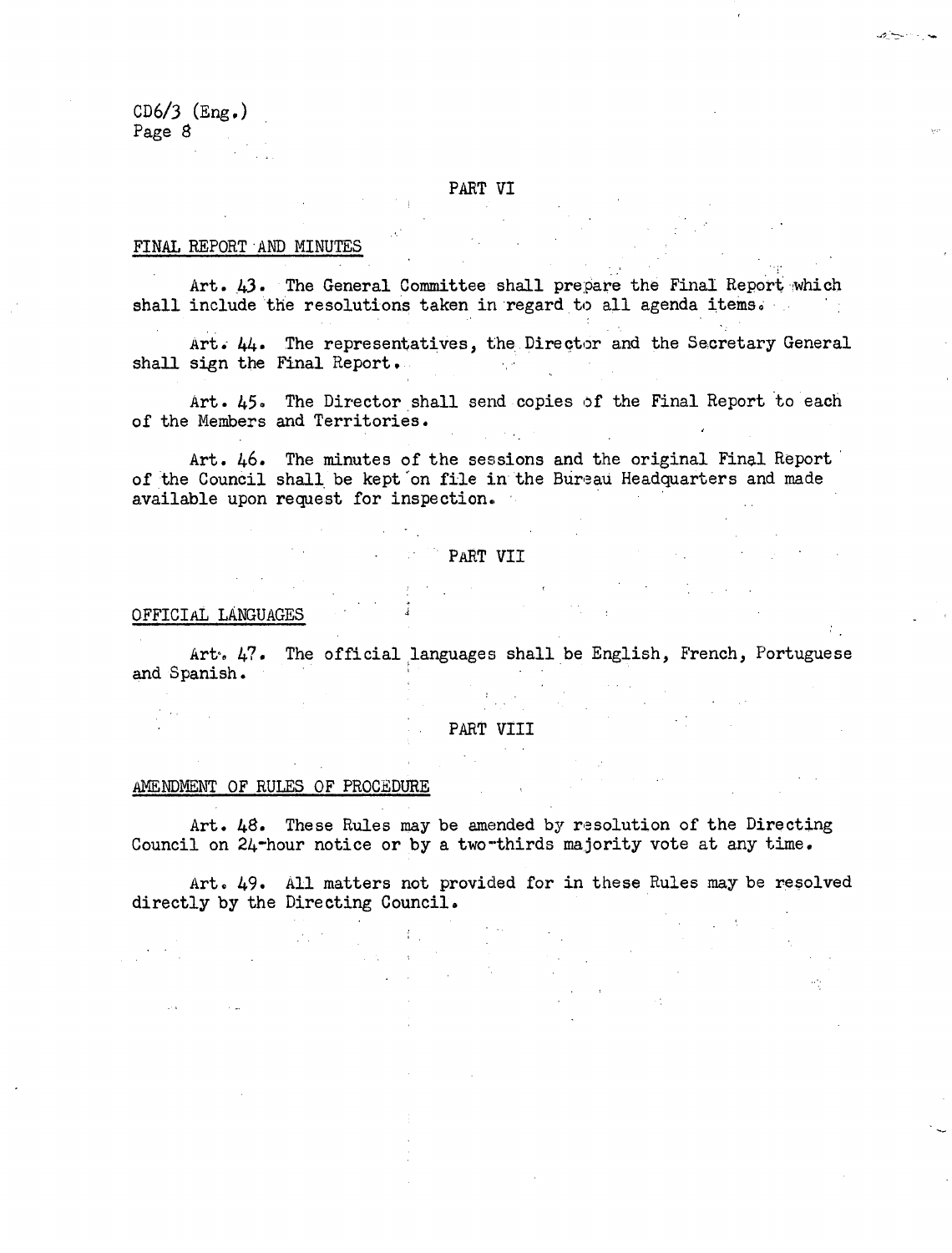## PART VI

### FINAL REPORT AND MINUTES

Art. 43. The General Committee shall prepare the Final Report which shall include the resolutions taken in regard to all agenda items.

Art. 44. The representatives, the Director and the Secretary General shall sign the Final Report.

Art. 45. The Director shall send copies of the Final Report to each of the Members and Territories.

Art. 46. The minutes of the sessions and the original Final Report of the Council shall be kept on file in the Bureau Headquarters and made available upon request for inspection.

## PART VII

### OFFICIAL LANGUAGES

Art. 47. The official languages shall be English, French, Portuguese and Spanish.

## PART VIII

### AMENDMENT OF RULES OF PROCEDURE

Art. 48. These Rules may be amended by resolution of the Directing Council on 24-hour notice or by a two-thirds majority vote at any time.

Art. 49. All matters not provided for in these Rules may be resolved directly by the Directing Council.